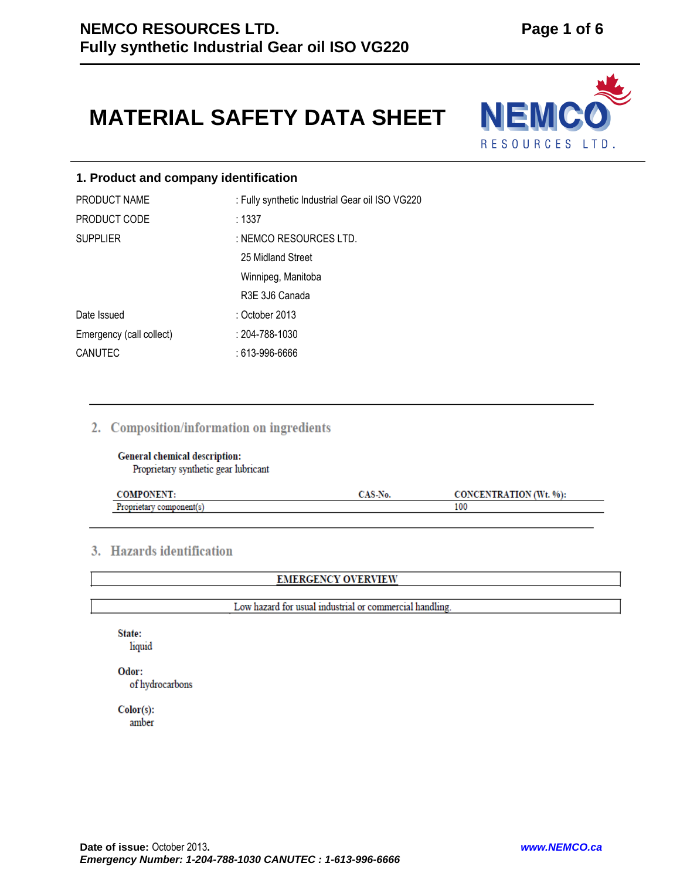# MATERIAL SAFETY DATA SHEET

## 1. Product and company identification

| | |
|---|---|
| PRODUCT NAME | : Fully synthetic Industrial Gear oil ISO VG220 |
| PRODUCT CODE | : 1337 |
| SUPPLIER | : NEMCO RESOURCES LTD.<br>25 Midland Street<br>Winnipeg, Manitoba<br>R3E 3J6 Canada |
| Date Issued | : October 2013 |
| Emergency (call collect) | : 204-788-1030 |
| CANUTEC | : 613-996-6666 |

## 2. Composition/information on ingredients

**General chemical description:**
Proprietary synthetic gear lubricant

| COMPONENT: | CAS-No. | CONCENTRATION (Wt. %): |
|---|---|---|
| Proprietary component(s) | | 100 |

## 3. Hazards identification

**EMERGENCY OVERVIEW**

Low hazard for usual industrial or commercial handling.

**State:**
liquid

**Odor:**
of hydrocarbons

**Color(s):**
amber

**Date of issue:** October 2013.
***Emergency Number: 1-204-788-1030 CANUTEC : 1-613-996-6666***

***www.NEMCO.ca***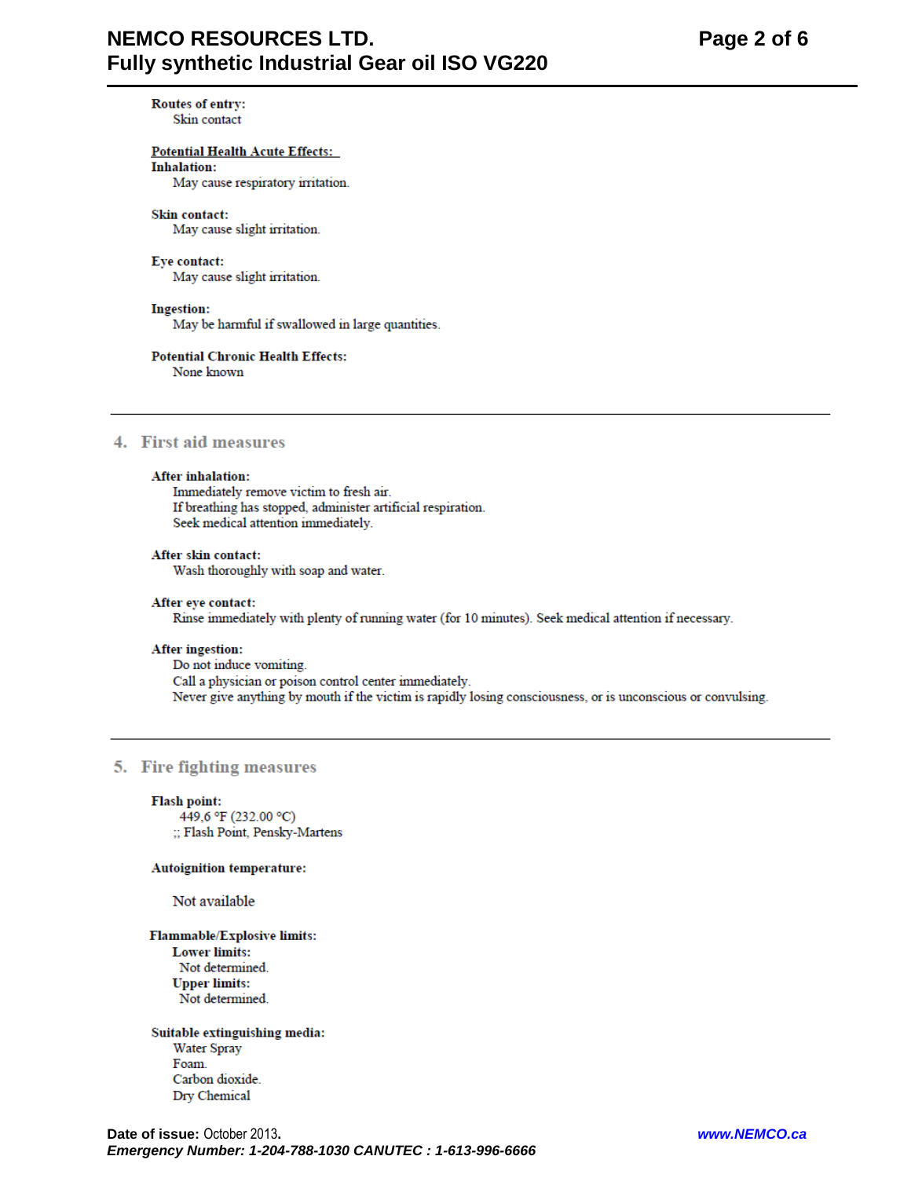**Routes of entry:**
Skin contact

**Potential Health Acute Effects:**

**Inhalation:**
May cause respiratory irritation.

**Skin contact:**
May cause slight irritation.

**Eye contact:**
May cause slight irritation.

**Ingestion:**
May be harmful if swallowed in large quantities.

**Potential Chronic Health Effects:**
None known

## 4. First aid measures

**After inhalation:**
Immediately remove victim to fresh air.
If breathing has stopped, administer artificial respiration.
Seek medical attention immediately.

**After skin contact:**
Wash thoroughly with soap and water.

**After eye contact:**
Rinse immediately with plenty of running water (for 10 minutes). Seek medical attention if necessary.

**After ingestion:**
Do not induce vomiting.
Call a physician or poison control center immediately.
Never give anything by mouth if the victim is rapidly losing consciousness, or is unconscious or convulsing.

## 5. Fire fighting measures

**Flash point:**
449,6 °F (232.00 °C)
;; Flash Point, Pensky-Martens

**Autoignition temperature:**

Not available

**Flammable/Explosive limits:**
**Lower limits:**
Not determined.
**Upper limits:**
Not determined.

**Suitable extinguishing media:**
Water Spray
Foam.
Carbon dioxide.
Dry Chemical

**Date of issue:** October 2013.
*Emergency Number: 1-204-788-1030 CANUTEC : 1-613-996-6666*
*www.NEMCO.ca*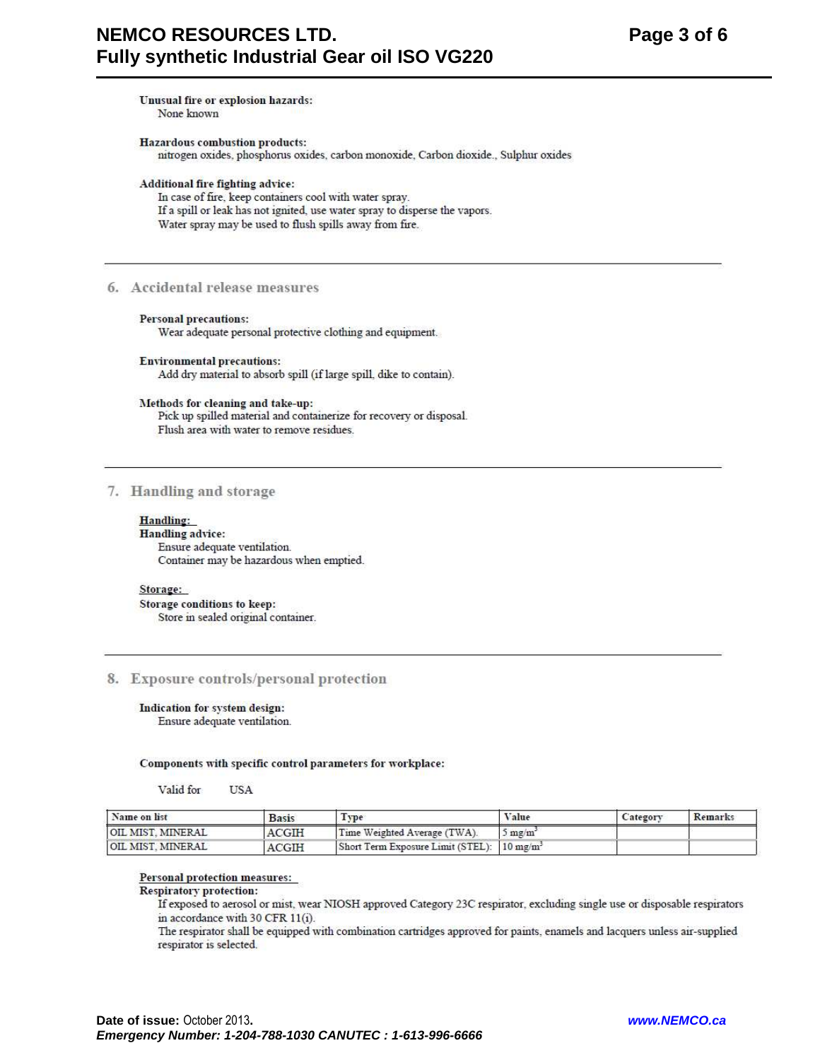**Unusual fire or explosion hazards:**
None known

**Hazardous combustion products:**
nitrogen oxides, phosphorus oxides, carbon monoxide, Carbon dioxide., Sulphur oxides

**Additional fire fighting advice:**
In case of fire, keep containers cool with water spray.
If a spill or leak has not ignited, use water spray to disperse the vapors.
Water spray may be used to flush spills away from fire.

## 6. Accidental release measures

**Personal precautions:**
Wear adequate personal protective clothing and equipment.

**Environmental precautions:**
Add dry material to absorb spill (if large spill, dike to contain).

**Methods for cleaning and take-up:**
Pick up spilled material and containerize for recovery or disposal.
Flush area with water to remove residues.

## 7. Handling and storage

**Handling:**
**Handling advice:**
Ensure adequate ventilation.
Container may be hazardous when emptied.

**Storage:**
**Storage conditions to keep:**
Store in sealed original container.

## 8. Exposure controls/personal protection

**Indication for system design:**
Ensure adequate ventilation.

**Components with specific control parameters for workplace:**

Valid for USA

| Name on list | Basis | Type | Value | Category | Remarks |
|---|---|---|---|---|---|
| OIL MIST, MINERAL | ACGIH | Time Weighted Average (TWA). | 5 mg/m$^3$ | | |
| OIL MIST, MINERAL | ACGIH | Short Term Exposure Limit (STEL): | 10 mg/m$^3$ | | |

**Personal protection measures:**
**Respiratory protection:**
If exposed to aerosol or mist, wear NIOSH approved Category 23C respirator, excluding single use or disposable respirators in accordance with 30 CFR 11(i).
The respirator shall be equipped with combination cartridges approved for paints, enamels and lacquers unless air-supplied respirator is selected.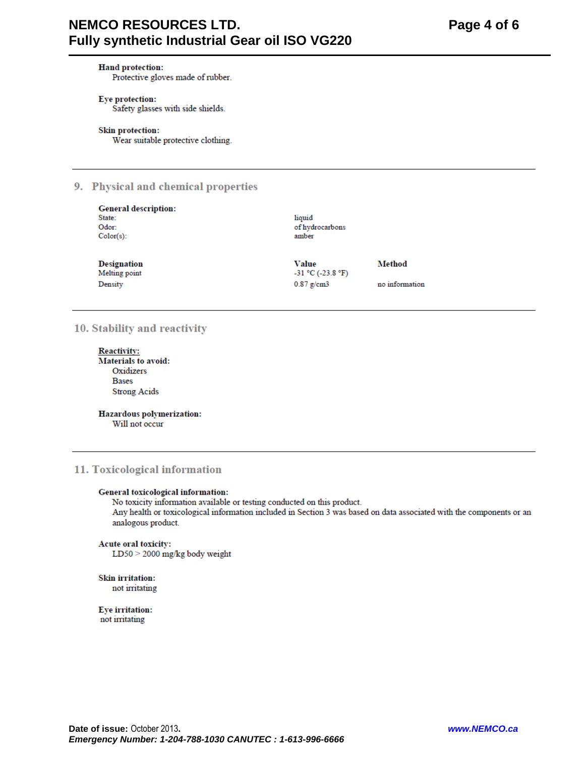**Hand protection:**
Protective gloves made of rubber.

**Eye protection:**
Safety glasses with side shields.

**Skin protection:**
Wear suitable protective clothing.

## 9. Physical and chemical properties

**General description:**

| | |
|---|---|
| State: | liquid |
| Odor: | of hydrocarbons |
| Color(s): | amber |

| Designation | Value | Method |
|---|---|---|
| Melting point | -31 °C (-23.8 °F) | |
| Density | 0.87 g/cm3 | no information |

## 10. Stability and reactivity

**Reactivity:**

**Materials to avoid:**
- Oxidizers
- Bases
- Strong Acids

**Hazardous polymerization:**
Will not occur

## 11. Toxicological information

**General toxicological information:**
No toxicity information available or testing conducted on this product.
Any health or toxicological information included in Section 3 was based on data associated with the components or an analogous product.

**Acute oral toxicity:**
LD50 > 2000 mg/kg body weight

**Skin irritation:**
not irritating

**Eye irritation:**
not irritating

**Date of issue:** October 2013.

*Emergency Number: 1-204-788-1030 CANUTEC : 1-613-996-6666*

*www.NEMCO.ca*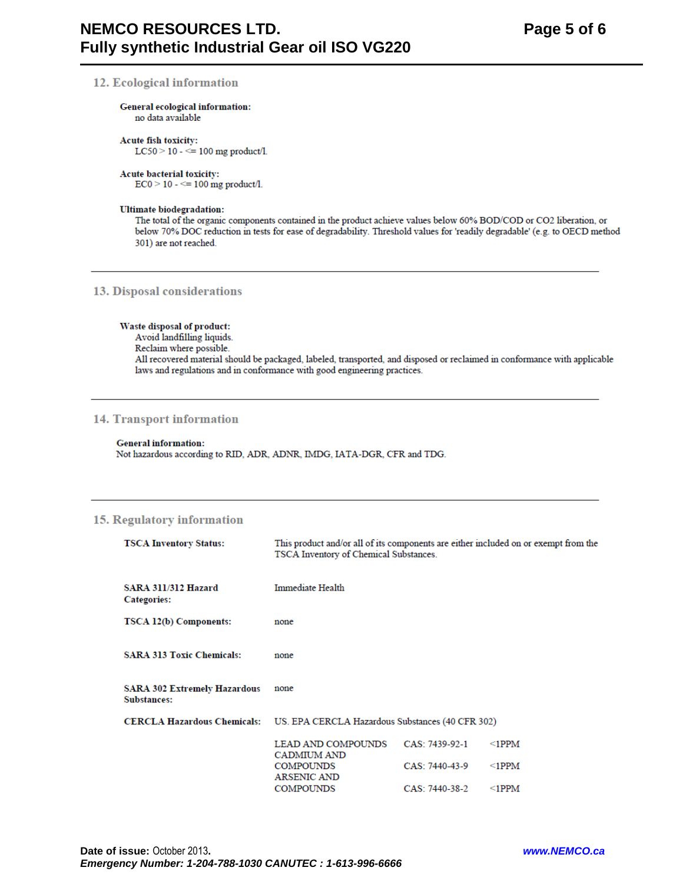## 12. Ecological information

**General ecological information:**
no data available

**Acute fish toxicity:**
LC50 > 10 - <= 100 mg product/l.

**Acute bacterial toxicity:**
EC0 > 10 - <= 100 mg product/l.

**Ultimate biodegradation:**
The total of the organic components contained in the product achieve values below 60% BOD/COD or CO2 liberation, or below 70% DOC reduction in tests for ease of degradability. Threshold values for 'readily degradable' (e.g. to OECD method 301) are not reached.

---

## 13. Disposal considerations

**Waste disposal of product:**
Avoid landfilling liquids.
Reclaim where possible.
All recovered material should be packaged, labeled, transported, and disposed or reclaimed in conformance with applicable laws and regulations and in conformance with good engineering practices.

---

## 14. Transport information

**General information:**
Not hazardous according to RID, ADR, ADNR, IMDG, IATA-DGR, CFR and TDG.

---

## 15. Regulatory information

**TSCA Inventory Status:** This product and/or all of its components are either included on or exempt from the TSCA Inventory of Chemical Substances.

**SARA 311/312 Hazard Categories:** Immediate Health

**TSCA 12(b) Components:** none

**SARA 313 Toxic Chemicals:** none

**SARA 302 Extremely Hazardous Substances:** none

**CERCLA Hazardous Chemicals:** US. EPA CERCLA Hazardous Substances (40 CFR 302)

| Substance | CAS | Concentration |
|---|---|---|
| LEAD AND COMPOUNDS | CAS: 7439-92-1 | <1PPM |
| CADMIUM AND COMPOUNDS | CAS: 7440-43-9 | <1PPM |
| ARSENIC AND COMPOUNDS | CAS: 7440-38-2 | <1PPM |

**Date of issue:** October 2013.

***Emergency Number: 1-204-788-1030 CANUTEC : 1-613-996-6666***

***www.NEMCO.ca***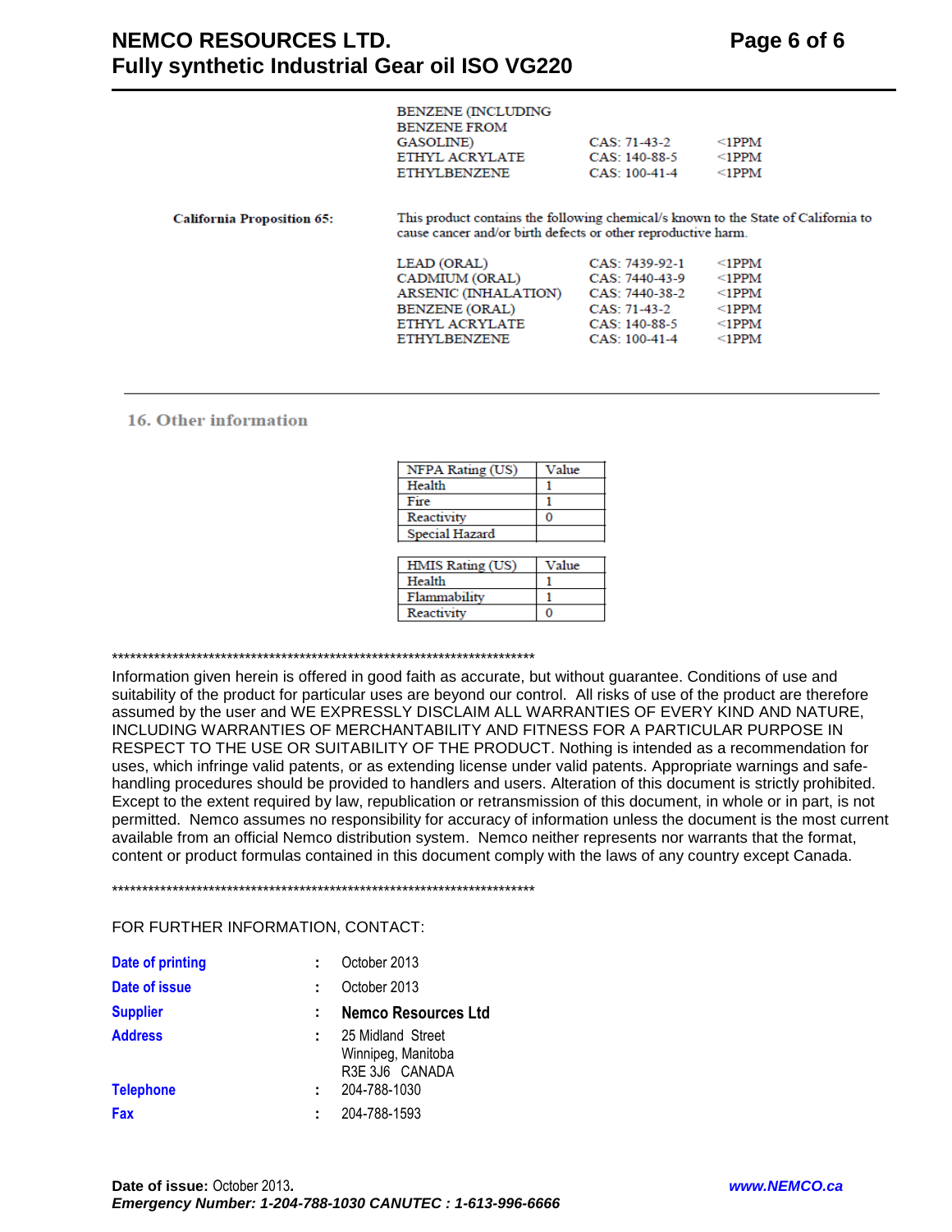| | | |
|---|---|---|
| BENZENE (INCLUDING BENZENE FROM GASOLINE) | CAS: 71-43-2 | <1PPM |
| ETHYL ACRYLATE | CAS: 140-88-5 | <1PPM |
| ETHYLBENZENE | CAS: 100-41-4 | <1PPM |

**California Proposition 65:** This product contains the following chemical/s known to the State of California to cause cancer and/or birth defects or other reproductive harm.

| | | |
|---|---|---|
| LEAD (ORAL) | CAS: 7439-92-1 | <1PPM |
| CADMIUM (ORAL) | CAS: 7440-43-9 | <1PPM |
| ARSENIC (INHALATION) | CAS: 7440-38-2 | <1PPM |
| BENZENE (ORAL) | CAS: 71-43-2 | <1PPM |
| ETHYL ACRYLATE | CAS: 140-88-5 | <1PPM |
| ETHYLBENZENE | CAS: 100-41-4 | <1PPM |

## 16. Other information

| NFPA Rating (US) | Value |
|---|---|
| Health | 1 |
| Fire | 1 |
| Reactivity | 0 |
| Special Hazard | |

| HMIS Rating (US) | Value |
|---|---|
| Health | 1 |
| Flammability | 1 |
| Reactivity | 0 |

***************************************************************************

Information given herein is offered in good faith as accurate, but without guarantee. Conditions of use and suitability of the product for particular uses are beyond our control. All risks of use of the product are therefore assumed by the user and WE EXPRESSLY DISCLAIM ALL WARRANTIES OF EVERY KIND AND NATURE, INCLUDING WARRANTIES OF MERCHANTABILITY AND FITNESS FOR A PARTICULAR PURPOSE IN RESPECT TO THE USE OR SUITABILITY OF THE PRODUCT. Nothing is intended as a recommendation for uses, which infringe valid patents, or as extending license under valid patents. Appropriate warnings and safe-handling procedures should be provided to handlers and users. Alteration of this document is strictly prohibited. Except to the extent required by law, republication or retransmission of this document, in whole or in part, is not permitted. Nemco assumes no responsibility for accuracy of information unless the document is the most current available from an official Nemco distribution system. Nemco neither represents nor warrants that the format, content or product formulas contained in this document comply with the laws of any country except Canada.

***************************************************************************

FOR FURTHER INFORMATION, CONTACT:

**Date of printing** : October 2013

**Date of issue** : October 2013

**Supplier** : **Nemco Resources Ltd**

**Address** : 25 Midland Street
Winnipeg, Manitoba
R3E 3J6 CANADA

**Telephone** : 204-788-1030

**Fax** : 204-788-1593

**Date of issue:** October 2013**.**

***Emergency Number: 1-204-788-1030 CANUTEC : 1-613-996-6666***

***www.NEMCO.ca***